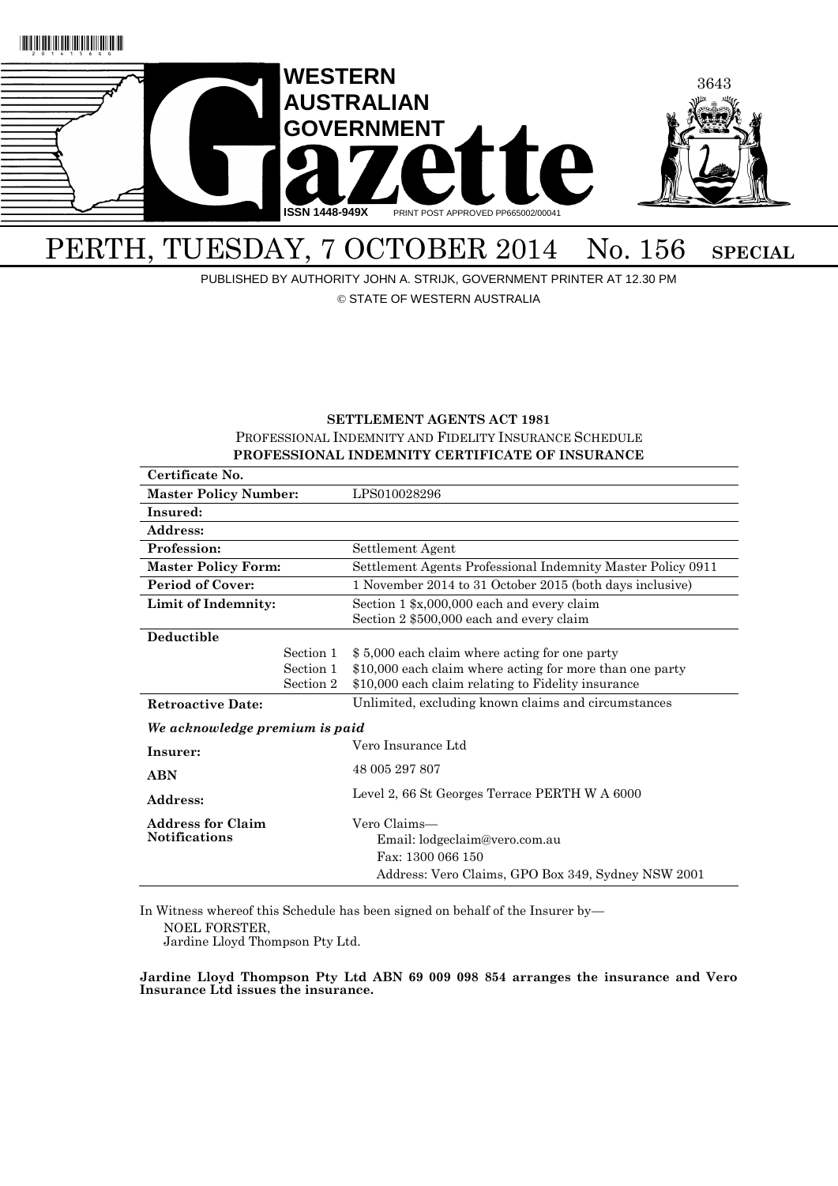# WESTERN AUSTRALIAN GOVERNMENT Gazette

ISSN 1448-949X PRINT POST APPROVED PP665002/00041

# PERTH, TUESDAY, 7 OCTOBER 2014 No. 156 SPECIAL

PUBLISHED BY AUTHORITY JOHN A. STRIJK, GOVERNMENT PRINTER AT 12.30 PM

© STATE OF WESTERN AUSTRALIA

**SETTLEMENT AGENTS ACT 1981**

PROFESSIONAL INDEMNITY AND FIDELITY INSURANCE SCHEDULE

**PROFESSIONAL INDEMNITY CERTIFICATE OF INSURANCE**

| | |
|---|---|
| **Certificate No.** | |
| **Master Policy Number:** | LPS010028296 |
| **Insured:** | |
| **Address:** | |
| **Profession:** | Settlement Agent |
| **Master Policy Form:** | Settlement Agents Professional Indemnity Master Policy 0911 |
| **Period of Cover:** | 1 November 2014 to 31 October 2015 (both days inclusive) |
| **Limit of Indemnity:** | Section 1 $x,000,000 each and every claim<br>Section 2 $500,000 each and every claim |
| **Deductible**<br>Section 1<br>Section 1<br>Section 2 | <br>$ 5,000 each claim where acting for one party<br>$10,000 each claim where acting for more than one party<br>$10,000 each claim relating to Fidelity insurance |
| **Retroactive Date:** | Unlimited, excluding known claims and circumstances |
| ***We acknowledge premium is paid*** | |
| **Insurer:** | Vero Insurance Ltd |
| **ABN** | 48 005 297 807 |
| **Address:** | Level 2, 66 St Georges Terrace PERTH W A 6000 |
| **Address for Claim Notifications** | Vero Claims—<br>Email: lodgeclaim@vero.com.au<br>Fax: 1300 066 150<br>Address: Vero Claims, GPO Box 349, Sydney NSW 2001 |

In Witness whereof this Schedule has been signed on behalf of the Insurer by—

NOEL FORSTER,
Jardine Lloyd Thompson Pty Ltd.

**Jardine Lloyd Thompson Pty Ltd ABN 69 009 098 854 arranges the insurance and Vero Insurance Ltd issues the insurance.**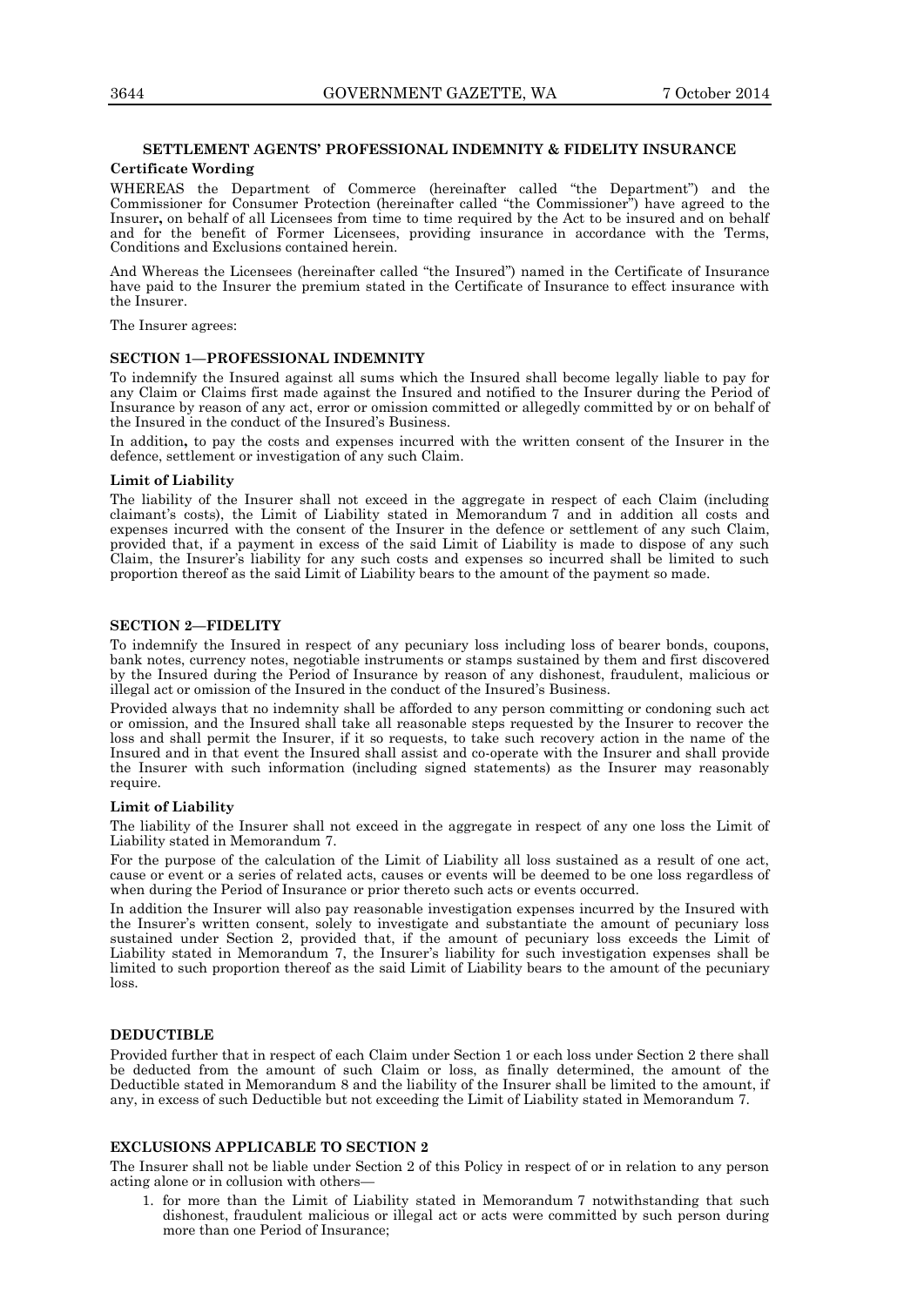## SETTLEMENT AGENTS' PROFESSIONAL INDEMNITY & FIDELITY INSURANCE

### Certificate Wording

WHEREAS the Department of Commerce (hereinafter called "the Department") and the Commissioner for Consumer Protection (hereinafter called "the Commissioner") have agreed to the Insurer**,** on behalf of all Licensees from time to time required by the Act to be insured and on behalf and for the benefit of Former Licensees, providing insurance in accordance with the Terms, Conditions and Exclusions contained herein.

And Whereas the Licensees (hereinafter called "the Insured") named in the Certificate of Insurance have paid to the Insurer the premium stated in the Certificate of Insurance to effect insurance with the Insurer.

The Insurer agrees:

### SECTION 1—PROFESSIONAL INDEMNITY

To indemnify the Insured against all sums which the Insured shall become legally liable to pay for any Claim or Claims first made against the Insured and notified to the Insurer during the Period of Insurance by reason of any act, error or omission committed or allegedly committed by or on behalf of the Insured in the conduct of the Insured's Business.

In addition**,** to pay the costs and expenses incurred with the written consent of the Insurer in the defence, settlement or investigation of any such Claim.

#### Limit of Liability

The liability of the Insurer shall not exceed in the aggregate in respect of each Claim (including claimant's costs), the Limit of Liability stated in Memorandum 7 and in addition all costs and expenses incurred with the consent of the Insurer in the defence or settlement of any such Claim, provided that, if a payment in excess of the said Limit of Liability is made to dispose of any such Claim, the Insurer's liability for any such costs and expenses so incurred shall be limited to such proportion thereof as the said Limit of Liability bears to the amount of the payment so made.

### SECTION 2—FIDELITY

To indemnify the Insured in respect of any pecuniary loss including loss of bearer bonds, coupons, bank notes, currency notes, negotiable instruments or stamps sustained by them and first discovered by the Insured during the Period of Insurance by reason of any dishonest, fraudulent, malicious or illegal act or omission of the Insured in the conduct of the Insured's Business.

Provided always that no indemnity shall be afforded to any person committing or condoning such act or omission, and the Insured shall take all reasonable steps requested by the Insurer to recover the loss and shall permit the Insurer, if it so requests, to take such recovery action in the name of the Insured and in that event the Insured shall assist and co-operate with the Insurer and shall provide the Insurer with such information (including signed statements) as the Insurer may reasonably require.

#### Limit of Liability

The liability of the Insurer shall not exceed in the aggregate in respect of any one loss the Limit of Liability stated in Memorandum 7.

For the purpose of the calculation of the Limit of Liability all loss sustained as a result of one act, cause or event or a series of related acts, causes or events will be deemed to be one loss regardless of when during the Period of Insurance or prior thereto such acts or events occurred.

In addition the Insurer will also pay reasonable investigation expenses incurred by the Insured with the Insurer's written consent, solely to investigate and substantiate the amount of pecuniary loss sustained under Section 2, provided that, if the amount of pecuniary loss exceeds the Limit of Liability stated in Memorandum 7, the Insurer's liability for such investigation expenses shall be limited to such proportion thereof as the said Limit of Liability bears to the amount of the pecuniary loss.

### DEDUCTIBLE

Provided further that in respect of each Claim under Section 1 or each loss under Section 2 there shall be deducted from the amount of such Claim or loss, as finally determined, the amount of the Deductible stated in Memorandum 8 and the liability of the Insurer shall be limited to the amount, if any, in excess of such Deductible but not exceeding the Limit of Liability stated in Memorandum 7.

### EXCLUSIONS APPLICABLE TO SECTION 2

The Insurer shall not be liable under Section 2 of this Policy in respect of or in relation to any person acting alone or in collusion with others—

1. for more than the Limit of Liability stated in Memorandum 7 notwithstanding that such dishonest, fraudulent malicious or illegal act or acts were committed by such person during more than one Period of Insurance;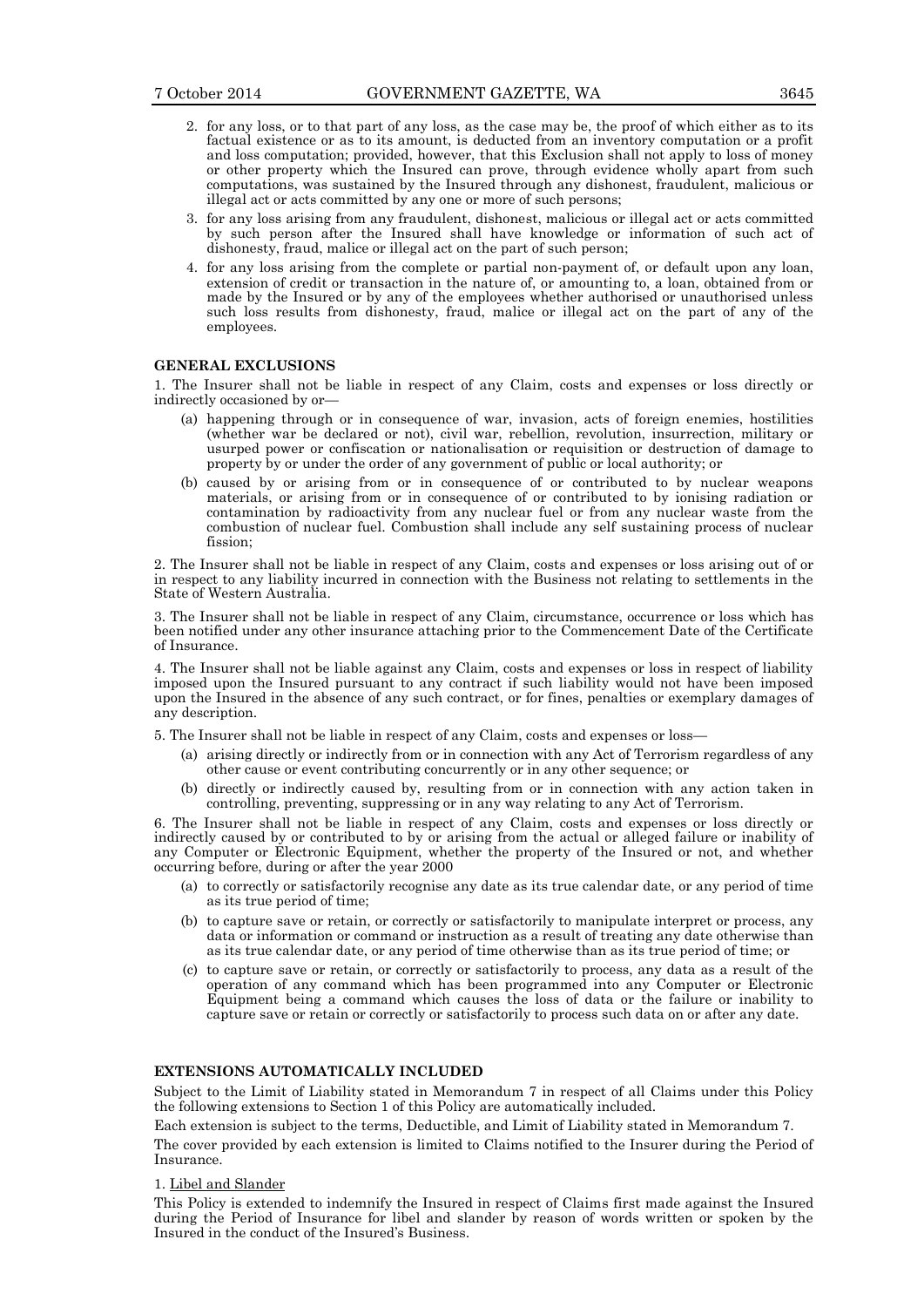2. for any loss, or to that part of any loss, as the case may be, the proof of which either as to its factual existence or as to its amount, is deducted from an inventory computation or a profit and loss computation; provided, however, that this Exclusion shall not apply to loss of money or other property which the Insured can prove, through evidence wholly apart from such computations, was sustained by the Insured through any dishonest, fraudulent, malicious or illegal act or acts committed by any one or more of such persons;
3. for any loss arising from any fraudulent, dishonest, malicious or illegal act or acts committed by such person after the Insured shall have knowledge or information of such act of dishonesty, fraud, malice or illegal act on the part of such person;
4. for any loss arising from the complete or partial non-payment of, or default upon any loan, extension of credit or transaction in the nature of, or amounting to, a loan, obtained from or made by the Insured or by any of the employees whether authorised or unauthorised unless such loss results from dishonesty, fraud, malice or illegal act on the part of any of the employees.

**GENERAL EXCLUSIONS**

1. The Insurer shall not be liable in respect of any Claim, costs and expenses or loss directly or indirectly occasioned by or—
   (a) happening through or in consequence of war, invasion, acts of foreign enemies, hostilities (whether war be declared or not), civil war, rebellion, revolution, insurrection, military or usurped power or confiscation or nationalisation or requisition or destruction of damage to property by or under the order of any government of public or local authority; or
   (b) caused by or arising from or in consequence of or contributed to by nuclear weapons materials, or arising from or in consequence of or contributed to by ionising radiation or contamination by radioactivity from any nuclear fuel or from any nuclear waste from the combustion of nuclear fuel. Combustion shall include any self sustaining process of nuclear fission;

2. The Insurer shall not be liable in respect of any Claim, costs and expenses or loss arising out of or in respect to any liability incurred in connection with the Business not relating to settlements in the State of Western Australia.

3. The Insurer shall not be liable in respect of any Claim, circumstance, occurrence or loss which has been notified under any other insurance attaching prior to the Commencement Date of the Certificate of Insurance.

4. The Insurer shall not be liable against any Claim, costs and expenses or loss in respect of liability imposed upon the Insured pursuant to any contract if such liability would not have been imposed upon the Insured in the absence of any such contract, or for fines, penalties or exemplary damages of any description.

5. The Insurer shall not be liable in respect of any Claim, costs and expenses or loss—
   (a) arising directly or indirectly from or in connection with any Act of Terrorism regardless of any other cause or event contributing concurrently or in any other sequence; or
   (b) directly or indirectly caused by, resulting from or in connection with any action taken in controlling, preventing, suppressing or in any way relating to any Act of Terrorism.

6. The Insurer shall not be liable in respect of any Claim, costs and expenses or loss directly or indirectly caused by or contributed to by or arising from the actual or alleged failure or inability of any Computer or Electronic Equipment, whether the property of the Insured or not, and whether occurring before, during or after the year 2000
   (a) to correctly or satisfactorily recognise any date as its true calendar date, or any period of time as its true period of time;
   (b) to capture save or retain, or correctly or satisfactorily to manipulate interpret or process, any data or information or command or instruction as a result of treating any date otherwise than as its true calendar date, or any period of time otherwise than as its true period of time; or
   (c) to capture save or retain, or correctly or satisfactorily to process, any data as a result of the operation of any command which has been programmed into any Computer or Electronic Equipment being a command which causes the loss of data or the failure or inability to capture save or retain or correctly or satisfactorily to process such data on or after any date.

**EXTENSIONS AUTOMATICALLY INCLUDED**

Subject to the Limit of Liability stated in Memorandum 7 in respect of all Claims under this Policy the following extensions to Section 1 of this Policy are automatically included.

Each extension is subject to the terms, Deductible, and Limit of Liability stated in Memorandum 7.

The cover provided by each extension is limited to Claims notified to the Insurer during the Period of Insurance.

1. Libel and Slander

This Policy is extended to indemnify the Insured in respect of Claims first made against the Insured during the Period of Insurance for libel and slander by reason of words written or spoken by the Insured in the conduct of the Insured's Business.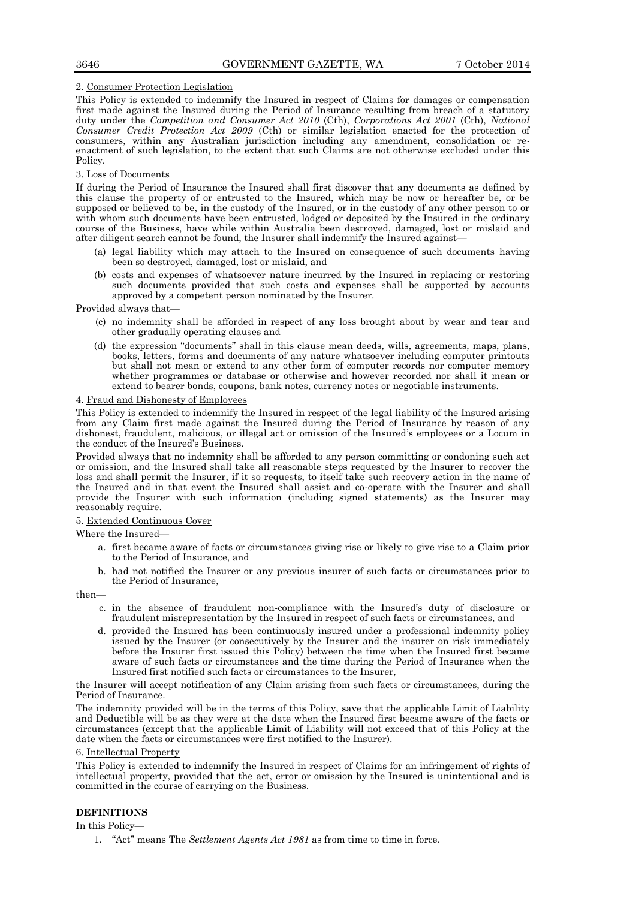2. Consumer Protection Legislation

This Policy is extended to indemnify the Insured in respect of Claims for damages or compensation first made against the Insured during the Period of Insurance resulting from breach of a statutory duty under the *Competition and Consumer Act 2010* (Cth), *Corporations Act 2001* (Cth), *National Consumer Credit Protection Act 2009* (Cth) or similar legislation enacted for the protection of consumers, within any Australian jurisdiction including any amendment, consolidation or re-enactment of such legislation, to the extent that such Claims are not otherwise excluded under this Policy.

3. Loss of Documents

If during the Period of Insurance the Insured shall first discover that any documents as defined by this clause the property of or entrusted to the Insured, which may be now or hereafter be, or be supposed or believed to be, in the custody of the Insured, or in the custody of any other person to or with whom such documents have been entrusted, lodged or deposited by the Insured in the ordinary course of the Business, have while within Australia been destroyed, damaged, lost or mislaid and after diligent search cannot be found, the Insurer shall indemnify the Insured against—

(a) legal liability which may attach to the Insured on consequence of such documents having been so destroyed, damaged, lost or mislaid, and

(b) costs and expenses of whatsoever nature incurred by the Insured in replacing or restoring such documents provided that such costs and expenses shall be supported by accounts approved by a competent person nominated by the Insurer.

Provided always that—

(c) no indemnity shall be afforded in respect of any loss brought about by wear and tear and other gradually operating clauses and

(d) the expression "documents" shall in this clause mean deeds, wills, agreements, maps, plans, books, letters, forms and documents of any nature whatsoever including computer printouts but shall not mean or extend to any other form of computer records nor computer memory whether programmes or database or otherwise and however recorded nor shall it mean or extend to bearer bonds, coupons, bank notes, currency notes or negotiable instruments.

4. Fraud and Dishonesty of Employees

This Policy is extended to indemnify the Insured in respect of the legal liability of the Insured arising from any Claim first made against the Insured during the Period of Insurance by reason of any dishonest, fraudulent, malicious, or illegal act or omission of the Insured's employees or a Locum in the conduct of the Insured's Business.

Provided always that no indemnity shall be afforded to any person committing or condoning such act or omission, and the Insured shall take all reasonable steps requested by the Insurer to recover the loss and shall permit the Insurer, if it so requests, to itself take such recovery action in the name of the Insured and in that event the Insured shall assist and co-operate with the Insurer and shall provide the Insurer with such information (including signed statements) as the Insurer may reasonably require.

5. Extended Continuous Cover

Where the Insured—

a. first became aware of facts or circumstances giving rise or likely to give rise to a Claim prior to the Period of Insurance, and

b. had not notified the Insurer or any previous insurer of such facts or circumstances prior to the Period of Insurance,

then—

c. in the absence of fraudulent non-compliance with the Insured's duty of disclosure or fraudulent misrepresentation by the Insured in respect of such facts or circumstances, and

d. provided the Insured has been continuously insured under a professional indemnity policy issued by the Insurer (or consecutively by the Insurer and the insurer on risk immediately before the Insurer first issued this Policy) between the time when the Insured first became aware of such facts or circumstances and the time during the Period of Insurance when the Insured first notified such facts or circumstances to the Insurer,

the Insurer will accept notification of any Claim arising from such facts or circumstances, during the Period of Insurance.

The indemnity provided will be in the terms of this Policy, save that the applicable Limit of Liability and Deductible will be as they were at the date when the Insured first became aware of the facts or circumstances (except that the applicable Limit of Liability will not exceed that of this Policy at the date when the facts or circumstances were first notified to the Insurer).

6. Intellectual Property

This Policy is extended to indemnify the Insured in respect of Claims for an infringement of rights of intellectual property, provided that the act, error or omission by the Insured is unintentional and is committed in the course of carrying on the Business.

**DEFINITIONS**

In this Policy—

1. "Act" means The *Settlement Agents Act 1981* as from time to time in force.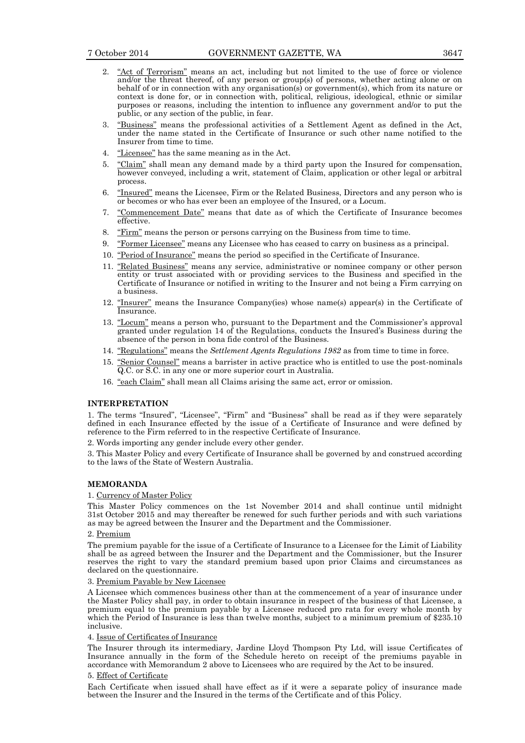2. "Act of Terrorism" means an act, including but not limited to the use of force or violence and/or the threat thereof, of any person or group(s) of persons, whether acting alone or on behalf of or in connection with any organisation(s) or government(s), which from its nature or context is done for, or in connection with, political, religious, ideological, ethnic or similar purposes or reasons, including the intention to influence any government and/or to put the public, or any section of the public, in fear.
3. "Business" means the professional activities of a Settlement Agent as defined in the Act, under the name stated in the Certificate of Insurance or such other name notified to the Insurer from time to time.
4. "Licensee" has the same meaning as in the Act.
5. "Claim" shall mean any demand made by a third party upon the Insured for compensation, however conveyed, including a writ, statement of Claim, application or other legal or arbitral process.
6. "Insured" means the Licensee, Firm or the Related Business, Directors and any person who is or becomes or who has ever been an employee of the Insured, or a Locum.
7. "Commencement Date" means that date as of which the Certificate of Insurance becomes effective.
8. "Firm" means the person or persons carrying on the Business from time to time.
9. "Former Licensee" means any Licensee who has ceased to carry on business as a principal.
10. "Period of Insurance" means the period so specified in the Certificate of Insurance.
11. "Related Business" means any service, administrative or nominee company or other person entity or trust associated with or providing services to the Business and specified in the Certificate of Insurance or notified in writing to the Insurer and not being a Firm carrying on a business.
12. "Insurer" means the Insurance Company(ies) whose name(s) appear(s) in the Certificate of Insurance.
13. "Locum" means a person who, pursuant to the Department and the Commissioner's approval granted under regulation 14 of the Regulations, conducts the Insured's Business during the absence of the person in bona fide control of the Business.
14. "Regulations" means the *Settlement Agents Regulations 1982* as from time to time in force.
15. "Senior Counsel" means a barrister in active practice who is entitled to use the post-nominals Q.C. or S.C. in any one or more superior court in Australia.
16. "each Claim" shall mean all Claims arising the same act, error or omission.

**INTERPRETATION**

1. The terms "Insured", "Licensee", "Firm" and "Business" shall be read as if they were separately defined in each Insurance effected by the issue of a Certificate of Insurance and were defined by reference to the Firm referred to in the respective Certificate of Insurance.

2. Words importing any gender include every other gender.

3. This Master Policy and every Certificate of Insurance shall be governed by and construed according to the laws of the State of Western Australia.

**MEMORANDA**

1. Currency of Master Policy

This Master Policy commences on the 1st November 2014 and shall continue until midnight 31st October 2015 and may thereafter be renewed for such further periods and with such variations as may be agreed between the Insurer and the Department and the Commissioner.

2. Premium

The premium payable for the issue of a Certificate of Insurance to a Licensee for the Limit of Liability shall be as agreed between the Insurer and the Department and the Commissioner, but the Insurer reserves the right to vary the standard premium based upon prior Claims and circumstances as declared on the questionnaire.

3. Premium Payable by New Licensee

A Licensee which commences business other than at the commencement of a year of insurance under the Master Policy shall pay, in order to obtain insurance in respect of the business of that Licensee, a premium equal to the premium payable by a Licensee reduced pro rata for every whole month by which the Period of Insurance is less than twelve months, subject to a minimum premium of $235.10 inclusive.

4. Issue of Certificates of Insurance

The Insurer through its intermediary, Jardine Lloyd Thompson Pty Ltd, will issue Certificates of Insurance annually in the form of the Schedule hereto on receipt of the premiums payable in accordance with Memorandum 2 above to Licensees who are required by the Act to be insured.

5. Effect of Certificate

Each Certificate when issued shall have effect as if it were a separate policy of insurance made between the Insurer and the Insured in the terms of the Certificate and of this Policy.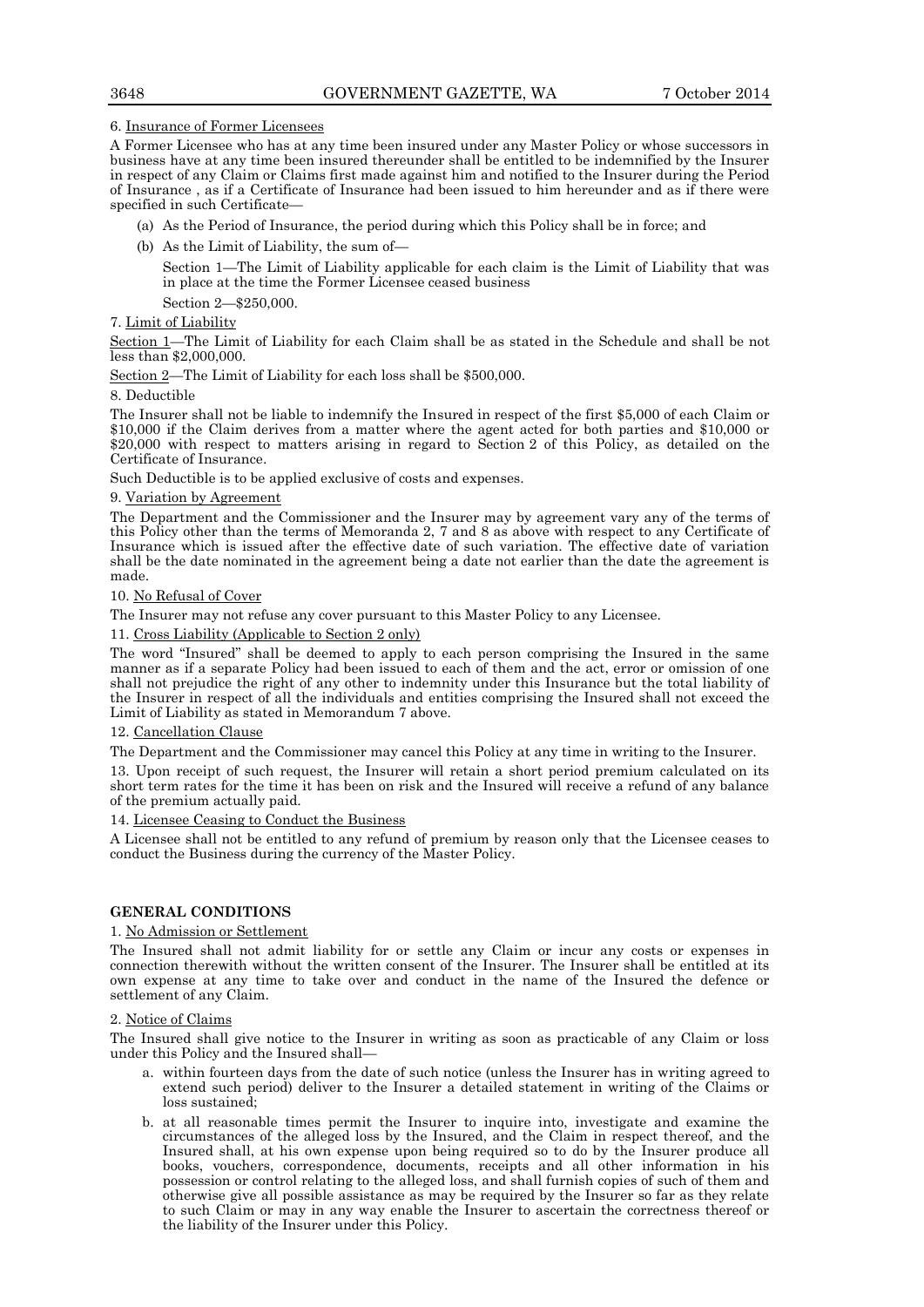6. Insurance of Former Licensees

A Former Licensee who has at any time been insured under any Master Policy or whose successors in business have at any time been insured thereunder shall be entitled to be indemnified by the Insurer in respect of any Claim or Claims first made against him and notified to the Insurer during the Period of Insurance , as if a Certificate of Insurance had been issued to him hereunder and as if there were specified in such Certificate—

(a) As the Period of Insurance, the period during which this Policy shall be in force; and

(b) As the Limit of Liability, the sum of—

Section 1—The Limit of Liability applicable for each claim is the Limit of Liability that was in place at the time the Former Licensee ceased business

Section 2—$250,000.

7. Limit of Liability

Section 1—The Limit of Liability for each Claim shall be as stated in the Schedule and shall be not less than $2,000,000.

Section 2—The Limit of Liability for each loss shall be $500,000.

8. Deductible

The Insurer shall not be liable to indemnify the Insured in respect of the first $5,000 of each Claim or $10,000 if the Claim derives from a matter where the agent acted for both parties and $10,000 or $20,000 with respect to matters arising in regard to Section 2 of this Policy, as detailed on the Certificate of Insurance.

Such Deductible is to be applied exclusive of costs and expenses.

9. Variation by Agreement

The Department and the Commissioner and the Insurer may by agreement vary any of the terms of this Policy other than the terms of Memoranda 2, 7 and 8 as above with respect to any Certificate of Insurance which is issued after the effective date of such variation. The effective date of variation shall be the date nominated in the agreement being a date not earlier than the date the agreement is made.

10. No Refusal of Cover

The Insurer may not refuse any cover pursuant to this Master Policy to any Licensee.

11. Cross Liability (Applicable to Section 2 only)

The word "Insured" shall be deemed to apply to each person comprising the Insured in the same manner as if a separate Policy had been issued to each of them and the act, error or omission of one shall not prejudice the right of any other to indemnity under this Insurance but the total liability of the Insurer in respect of all the individuals and entities comprising the Insured shall not exceed the Limit of Liability as stated in Memorandum 7 above.

12. Cancellation Clause

The Department and the Commissioner may cancel this Policy at any time in writing to the Insurer.

13. Upon receipt of such request, the Insurer will retain a short period premium calculated on its short term rates for the time it has been on risk and the Insured will receive a refund of any balance of the premium actually paid.

14. Licensee Ceasing to Conduct the Business

A Licensee shall not be entitled to any refund of premium by reason only that the Licensee ceases to conduct the Business during the currency of the Master Policy.

**GENERAL CONDITIONS**

1. No Admission or Settlement

The Insured shall not admit liability for or settle any Claim or incur any costs or expenses in connection therewith without the written consent of the Insurer. The Insurer shall be entitled at its own expense at any time to take over and conduct in the name of the Insured the defence or settlement of any Claim.

2. Notice of Claims

The Insured shall give notice to the Insurer in writing as soon as practicable of any Claim or loss under this Policy and the Insured shall—

a. within fourteen days from the date of such notice (unless the Insurer has in writing agreed to extend such period) deliver to the Insurer a detailed statement in writing of the Claims or loss sustained;

b. at all reasonable times permit the Insurer to inquire into, investigate and examine the circumstances of the alleged loss by the Insured, and the Claim in respect thereof, and the Insured shall, at his own expense upon being required so to do by the Insurer produce all books, vouchers, correspondence, documents, receipts and all other information in his possession or control relating to the alleged loss, and shall furnish copies of such of them and otherwise give all possible assistance as may be required by the Insurer so far as they relate to such Claim or may in any way enable the Insurer to ascertain the correctness thereof or the liability of the Insurer under this Policy.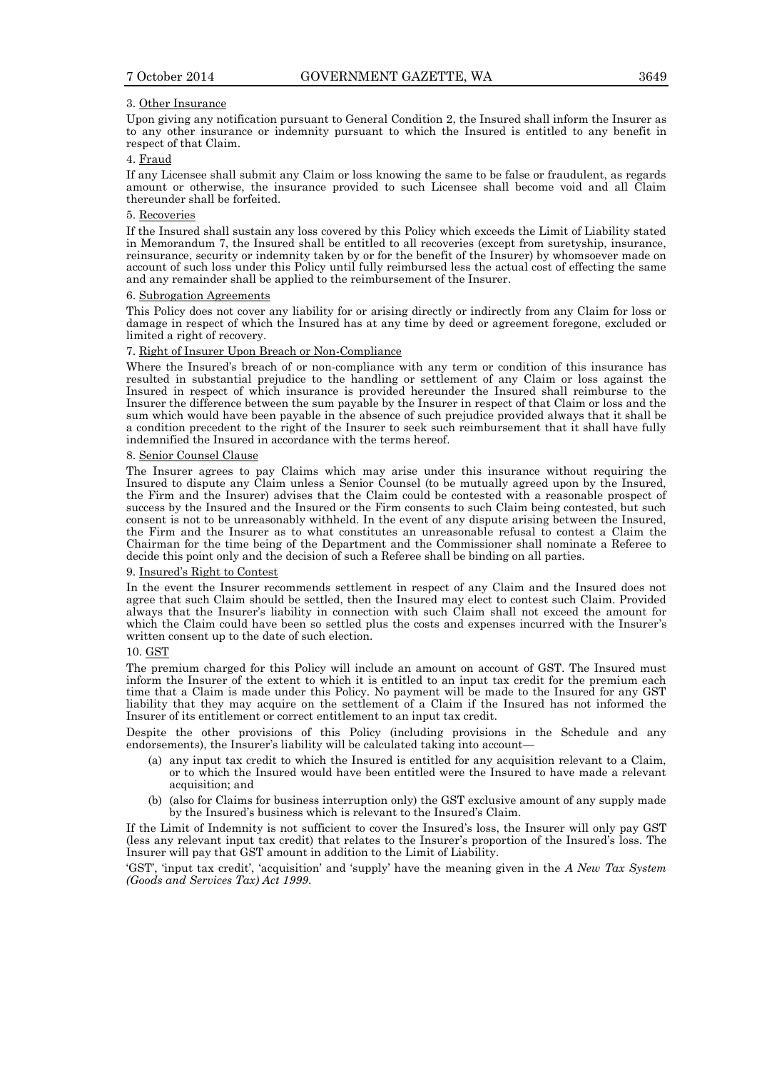3. Other Insurance

Upon giving any notification pursuant to General Condition 2, the Insured shall inform the Insurer as to any other insurance or indemnity pursuant to which the Insured is entitled to any benefit in respect of that Claim.

4. Fraud

If any Licensee shall submit any Claim or loss knowing the same to be false or fraudulent, as regards amount or otherwise, the insurance provided to such Licensee shall become void and all Claim thereunder shall be forfeited.

5. Recoveries

If the Insured shall sustain any loss covered by this Policy which exceeds the Limit of Liability stated in Memorandum 7, the Insured shall be entitled to all recoveries (except from suretyship, insurance, reinsurance, security or indemnity taken by or for the benefit of the Insurer) by whomsoever made on account of such loss under this Policy until fully reimbursed less the actual cost of effecting the same and any remainder shall be applied to the reimbursement of the Insurer.

6. Subrogation Agreements

This Policy does not cover any liability for or arising directly or indirectly from any Claim for loss or damage in respect of which the Insured has at any time by deed or agreement foregone, excluded or limited a right of recovery.

7. Right of Insurer Upon Breach or Non-Compliance

Where the Insured's breach of or non-compliance with any term or condition of this insurance has resulted in substantial prejudice to the handling or settlement of any Claim or loss against the Insured in respect of which insurance is provided hereunder the Insured shall reimburse to the Insurer the difference between the sum payable by the Insurer in respect of that Claim or loss and the sum which would have been payable in the absence of such prejudice provided always that it shall be a condition precedent to the right of the Insurer to seek such reimbursement that it shall have fully indemnified the Insured in accordance with the terms hereof.

8. Senior Counsel Clause

The Insurer agrees to pay Claims which may arise under this insurance without requiring the Insured to dispute any Claim unless a Senior Counsel (to be mutually agreed upon by the Insured, the Firm and the Insurer) advises that the Claim could be contested with a reasonable prospect of success by the Insured and the Insured or the Firm consents to such Claim being contested, but such consent is not to be unreasonably withheld. In the event of any dispute arising between the Insured, the Firm and the Insurer as to what constitutes an unreasonable refusal to contest a Claim the Chairman for the time being of the Department and the Commissioner shall nominate a Referee to decide this point only and the decision of such a Referee shall be binding on all parties.

9. Insured's Right to Contest

In the event the Insurer recommends settlement in respect of any Claim and the Insured does not agree that such Claim should be settled, then the Insured may elect to contest such Claim. Provided always that the Insurer's liability in connection with such Claim shall not exceed the amount for which the Claim could have been so settled plus the costs and expenses incurred with the Insurer's written consent up to the date of such election.

10. GST

The premium charged for this Policy will include an amount on account of GST. The Insured must inform the Insurer of the extent to which it is entitled to an input tax credit for the premium each time that a Claim is made under this Policy. No payment will be made to the Insured for any GST liability that they may acquire on the settlement of a Claim if the Insured has not informed the Insurer of its entitlement or correct entitlement to an input tax credit.

Despite the other provisions of this Policy (including provisions in the Schedule and any endorsements), the Insurer's liability will be calculated taking into account—

(a) any input tax credit to which the Insured is entitled for any acquisition relevant to a Claim, or to which the Insured would have been entitled were the Insured to have made a relevant acquisition; and

(b) (also for Claims for business interruption only) the GST exclusive amount of any supply made by the Insured's business which is relevant to the Insured's Claim.

If the Limit of Indemnity is not sufficient to cover the Insured's loss, the Insurer will only pay GST (less any relevant input tax credit) that relates to the Insurer's proportion of the Insured's loss. The Insurer will pay that GST amount in addition to the Limit of Liability.

'GST', 'input tax credit', 'acquisition' and 'supply' have the meaning given in the *A New Tax System (Goods and Services Tax) Act 1999*.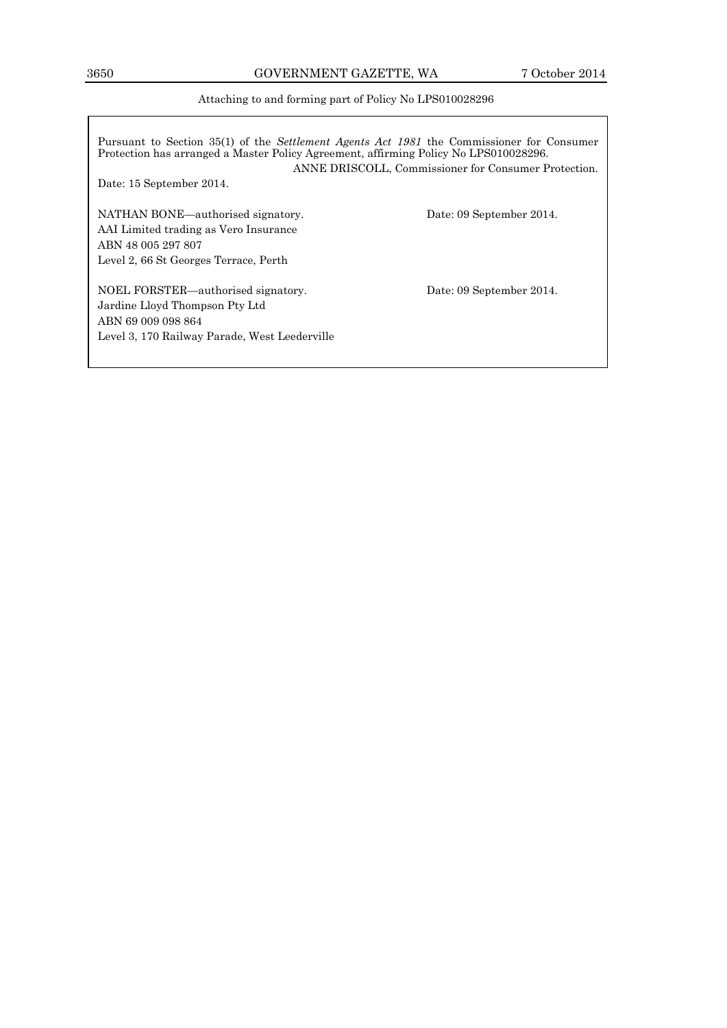Attaching to and forming part of Policy No LPS010028296

Pursuant to Section 35(1) of the *Settlement Agents Act 1981* the Commissioner for Consumer Protection has arranged a Master Policy Agreement, affirming Policy No LPS010028296.

ANNE DRISCOLL, Commissioner for Consumer Protection.

Date: 15 September 2014.

NATHAN BONE—authorised signatory.

Date: 09 September 2014.

AAI Limited trading as Vero Insurance
ABN 48 005 297 807
Level 2, 66 St Georges Terrace, Perth

NOEL FORSTER—authorised signatory.

Date: 09 September 2014.

Jardine Lloyd Thompson Pty Ltd
ABN 69 009 098 864
Level 3, 170 Railway Parade, West Leederville